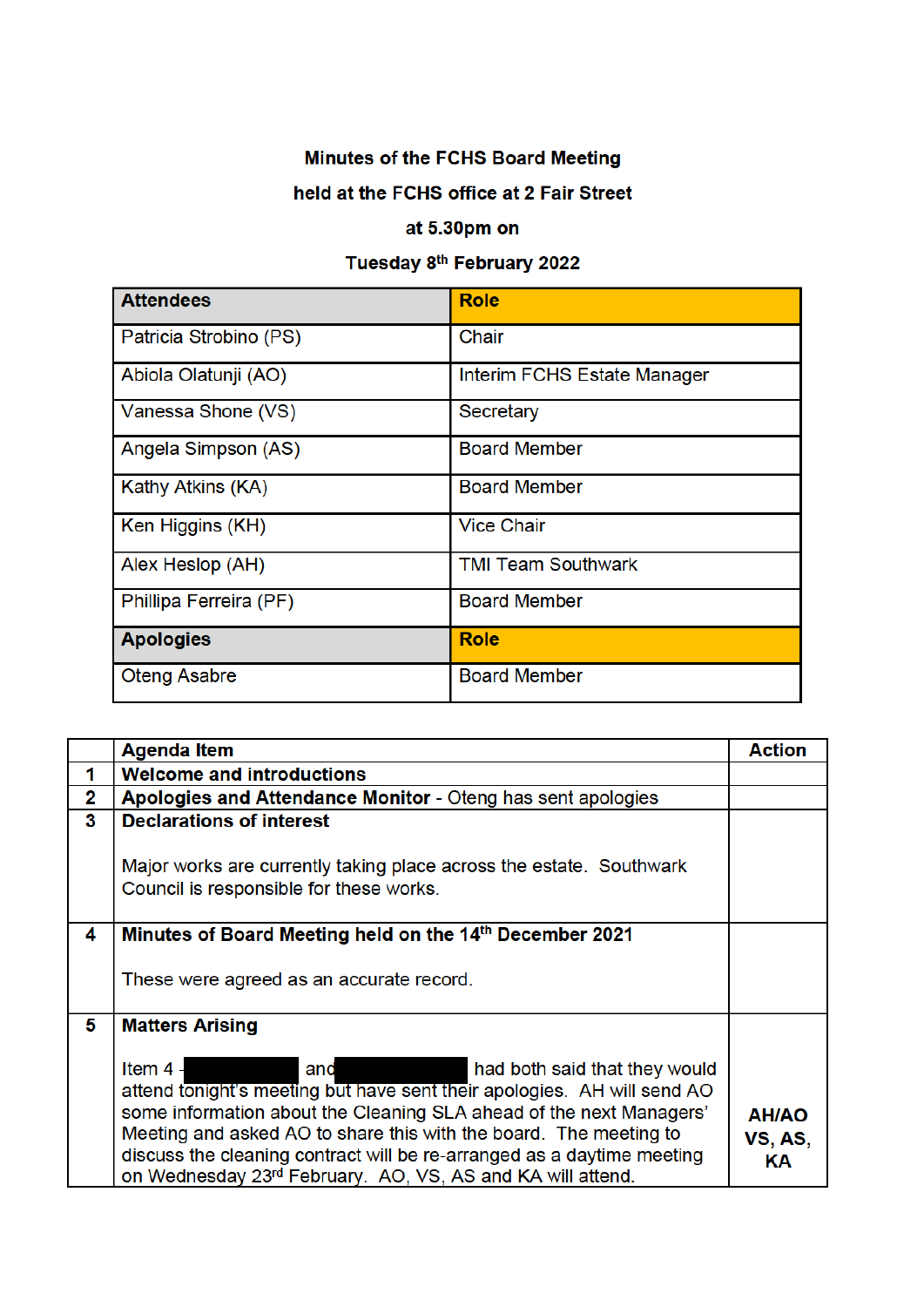**Minutes of the FCHS Board Meeting**

**held at the FCHS office at 2 Fair Street**

**at 5.30pm on**

**Tuesday 8th February 2022**

| Attendees | Role |
| --- | --- |
| Patricia Strobino (PS) | Chair |
| Abiola Olatunji (AO) | Interim FCHS Estate Manager |
| Vanessa Shone (VS) | Secretary |
| Angela Simpson (AS) | Board Member |
| Kathy Atkins (KA) | Board Member |
| Ken Higgins (KH) | Vice Chair |
| Alex Heslop (AH) | TMI Team Southwark |
| Phillipa Ferreira (PF) | Board Member |
| **Apologies** | **Role** |
| Oteng Asabre | Board Member |

| | Agenda Item | Action |
| --- | --- | --- |
| 1 | **Welcome and introductions** | |
| 2 | **Apologies and Attendance Monitor** - Oteng has sent apologies | |
| 3 | **Declarations of interest**<br><br>Major works are currently taking place across the estate. Southwark Council is responsible for these works. | |
| 4 | **Minutes of Board Meeting held on the 14th December 2021**<br><br>These were agreed as an accurate record. | |
| 5 | **Matters Arising**<br><br>Item 4 - [redacted] and [redacted] had both said that they would attend tonight's meeting but have sent their apologies. AH will send AO some information about the Cleaning SLA ahead of the next Managers' Meeting and asked AO to share this with the board. The meeting to discuss the cleaning contract will be re-arranged as a daytime meeting on Wednesday 23rd February. AO, VS, AS and KA will attend. | **AH/AO**<br>**VS, AS, KA** |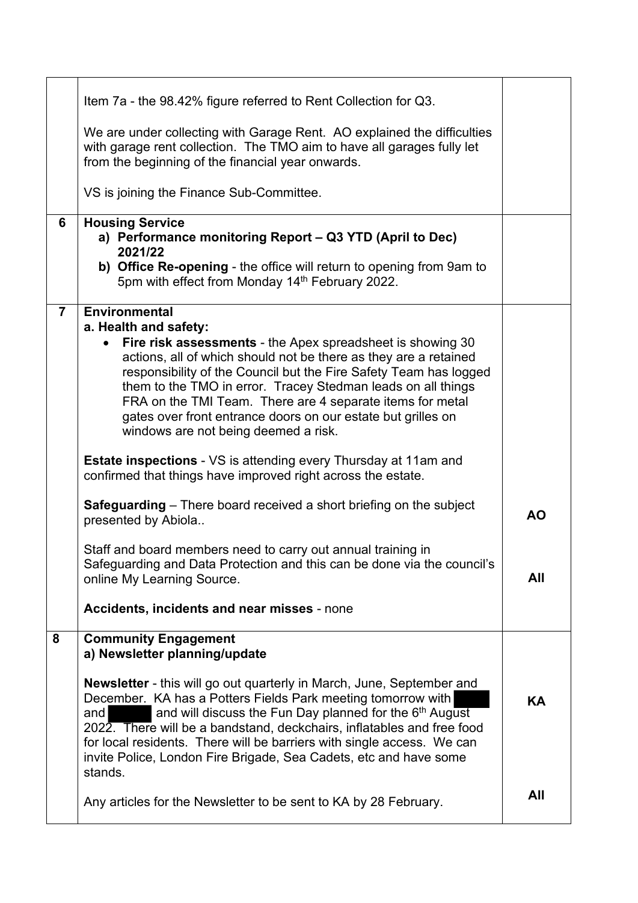| | | |
|---|---|---|
| | Item 7a - the 98.42% figure referred to Rent Collection for Q3.<br><br>We are under collecting with Garage Rent. AO explained the difficulties with garage rent collection. The TMO aim to have all garages fully let from the beginning of the financial year onwards.<br><br>VS is joining the Finance Sub-Committee. | |
| **6** | **Housing Service**<br>a) **Performance monitoring Report – Q3 YTD (April to Dec) 2021/22**<br>b) **Office Re-opening** - the office will return to opening from 9am to 5pm with effect from Monday 14th February 2022. | |
| **7** | **Environmental**<br>**a. Health and safety:**<br>• **Fire risk assessments** - the Apex spreadsheet is showing 30 actions, all of which should not be there as they are a retained responsibility of the Council but the Fire Safety Team has logged them to the TMO in error. Tracey Stedman leads on all things FRA on the TMI Team. There are 4 separate items for metal gates over front entrance doors on our estate but grilles on windows are not being deemed a risk.<br><br>**Estate inspections** - VS is attending every Thursday at 11am and confirmed that things have improved right across the estate.<br><br>**Safeguarding** – There board received a short briefing on the subject presented by Abiola..<br><br>Staff and board members need to carry out annual training in Safeguarding and Data Protection and this can be done via the council's online My Learning Source.<br><br>**Accidents, incidents and near misses** - none | **AO**<br><br>**All** |
| **8** | **Community Engagement**<br>**a) Newsletter planning/update**<br><br>**Newsletter** - this will go out quarterly in March, June, September and December. KA has a Potters Fields Park meeting tomorrow with [REDACTED] and [REDACTED] and will discuss the Fun Day planned for the 6th August 2022. There will be a bandstand, deckchairs, inflatables and free food for local residents. There will be barriers with single access. We can invite Police, London Fire Brigade, Sea Cadets, etc and have some stands.<br><br>Any articles for the Newsletter to be sent to KA by 28 February. | **KA**<br><br>**All** |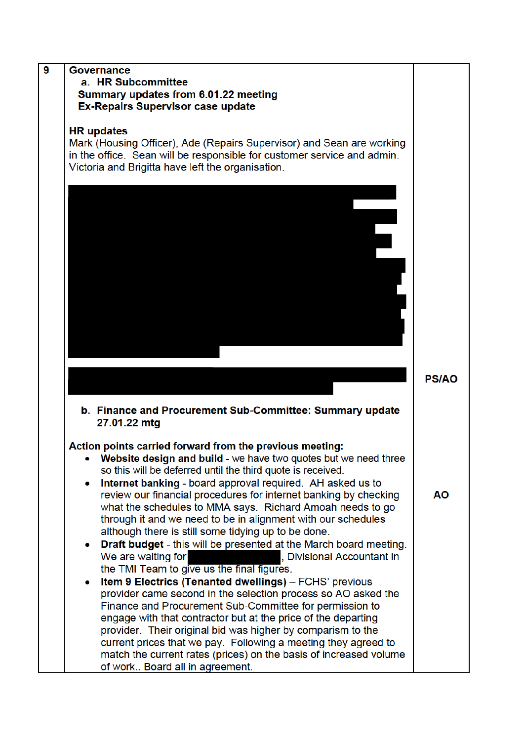| | | |
|---|---|---|
| 9 | **Governance**<br>a. **HR Subcommittee**<br>**Summary updates from 6.01.22 meeting**<br>**Ex-Repairs Supervisor case update**<br><br>**HR updates**<br>Mark (Housing Officer), Ade (Repairs Supervisor) and Sean are working in the office. Sean will be responsible for customer service and admin. Victoria and Brigitta have left the organisation.<br><br>[REDACTED]<br><br>[REDACTED] | PS/AO |
| | b. **Finance and Procurement Sub-Committee: Summary update 27.01.22 mtg**<br><br>**Action points carried forward from the previous meeting:**<br>• **Website design and build** - we have two quotes but we need three so this will be deferred until the third quote is received.<br>• **Internet banking** - board approval required. AH asked us to review our financial procedures for internet banking by checking what the schedules to MMA says. Richard Amoah needs to go through it and we need to be in alignment with our schedules although there is still some tidying up to be done.<br>• **Draft budget** - this will be presented at the March board meeting. We are waiting for [REDACTED], Divisional Accountant in the TMI Team to give us the final figures.<br>• **Item 9 Electrics (Tenanted dwellings)** – FCHS' previous provider came second in the selection process so AO asked the Finance and Procurement Sub-Committee for permission to engage with that contractor but at the price of the departing provider. Their original bid was higher by comparison to the current prices that we pay. Following a meeting they agreed to match the current rates (prices) on the basis of increased volume of work.. Board all in agreement. | AO |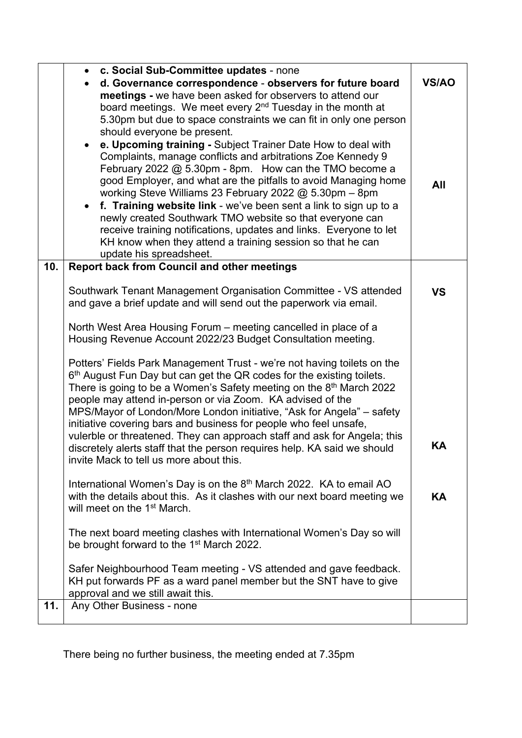|  |  |  |
|---|---|---|
|  | • **c. Social Sub-Committee updates** - none<br>• **d. Governance correspondence** - **observers for future board meetings -** we have been asked for observers to attend our board meetings. We meet every 2nd Tuesday in the month at 5.30pm but due to space constraints we can fit in only one person should everyone be present.<br>• **e. Upcoming training -** Subject Trainer Date How to deal with Complaints, manage conflicts and arbitrations Zoe Kennedy 9 February 2022 @ 5.30pm - 8pm. How can the TMO become a good Employer, and what are the pitfalls to avoid Managing home working Steve Williams 23 February 2022 @ 5.30pm – 8pm<br>• **f. Training website link** - we've been sent a link to sign up to a newly created Southwark TMO website so that everyone can receive training notifications, updates and links. Everyone to let KH know when they attend a training session so that he can update his spreadsheet. | **VS/AO**<br><br>**All** |
| **10.** | **Report back from Council and other meetings**<br><br>Southwark Tenant Management Organisation Committee - VS attended and gave a brief update and will send out the paperwork via email.<br><br>North West Area Housing Forum – meeting cancelled in place of a Housing Revenue Account 2022/23 Budget Consultation meeting.<br><br>Potters' Fields Park Management Trust - we're not having toilets on the 6th August Fun Day but can get the QR codes for the existing toilets. There is going to be a Women's Safety meeting on the 8th March 2022 people may attend in-person or via Zoom. KA advised of the MPS/Mayor of London/More London initiative, "Ask for Angela" – safety initiative covering bars and business for people who feel unsafe, vulerble or threatened. They can approach staff and ask for Angela; this discretely alerts staff that the person requires help. KA said we should invite Mack to tell us more about this.<br><br>International Women's Day is on the 8th March 2022. KA to email AO with the details about this. As it clashes with our next board meeting we will meet on the 1st March.<br><br>The next board meeting clashes with International Women's Day so will be brought forward to the 1st March 2022.<br><br>Safer Neighbourhood Team meeting - VS attended and gave feedback. KH put forwards PF as a ward panel member but the SNT have to give approval and we still await this. | **VS**<br><br>**KA**<br><br>**KA** |
| **11.** | Any Other Business - none |  |

There being no further business, the meeting ended at 7.35pm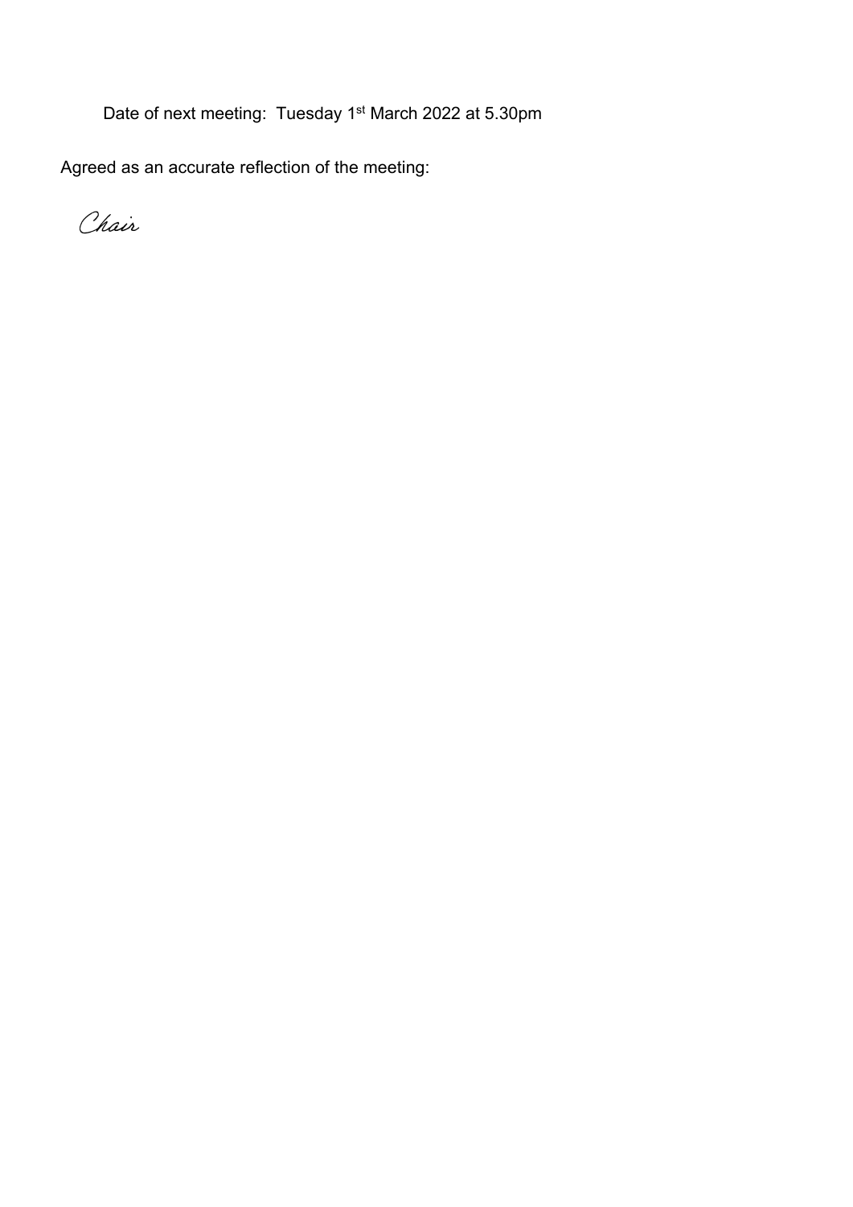Date of next meeting: Tuesday 1st March 2022 at 5.30pm

Agreed as an accurate reflection of the meeting:

*Chair*